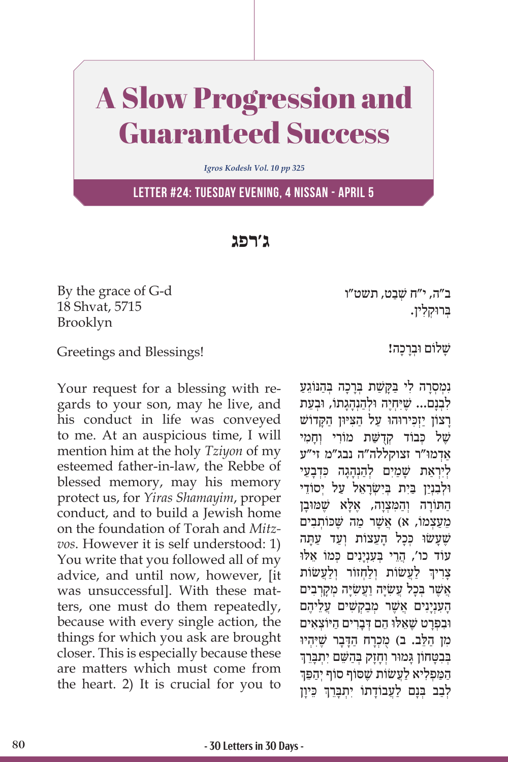# A Slow Progression and Guaranteed Success

*Igros Kodesh Vol. 10 pp 325*

## LETTER #24: TUESDAY EVENING, 4 NISSAN - APRIL 5

## ג׳רפג

By the grace of G-d
18 Shvat, 5715
Brooklyn

ב״ה, י״ח שְׁבַט, תשט״ו
בְּרוּקְלִין.

Greetings and Blessings!

שָׁלוֹם וּבְרָכָה!

Your request for a blessing with regards to your son, may he live, and his conduct in life was conveyed to me. At an auspicious time, I will mention him at the holy *Tziyon* of my esteemed father-in-law, the Rebbe of blessed memory, may his memory protect us, for *Yiras Shamayim*, proper conduct, and to build a Jewish home on the foundation of Torah and *Mitzvos*. However it is self understood: 1) You write that you followed all of my advice, and until now, however, [it was unsuccessful]. With these matters, one must do them repeatedly, because with every single action, the things for which you ask are brought closer. This is especially because these are matters which must come from the heart. 2) It is crucial for you to

נִמְסְרָה לִי בַּקָּשַׁת בְּרָכָה בְּהַנּוֹגֵעַ לִבְנָם... שֶׁיִּחְיֶה וּלְהַנְהָגָתוֹ, וּבְעֵת רָצוֹן יַזְכִּירוּהוּ עַל הַצִּיּוּן הַקָּדוֹשׁ שֶׁל כְּבוֹד קְדֻשַּׁת מוֹרִי וְחָמִי אַדְמוּ״ר זצוקללה״ה נבג״מ זי״ע לְיִרְאַת שָׁמַיִם לְהַנְהָגָה כִּדְבָעֵי וּלְבִנְיַן בַּיִת בְּיִשְׂרָאֵל עַל יְסוֹדֵי הַתּוֹרָה וְהַמִּצְוָה, אֶלָּא שֶׁמּוּבָן מֵעַצְמוֹ, א) אֲשֶׁר מַה שֶּׁכּוֹתְבִים שֶׁעָשׂוּ כְּכָל הָעֵצוֹת וְעַד עַתָּה עוֹד כו׳, הֲרֵי בְּעִנְיָנִים כְּמוֹ אֵלּוּ צָרִיךְ לַעֲשׂוֹת וְלַחֲזוֹר וְלַעֲשׂוֹת אֲשֶׁר בְּכָל עֲשִׂיָּה וַעֲשִׂיָּה מְקָרְבִים הָעִנְיָנִים אֲשֶׁר מְבַקְּשִׁים עֲלֵיהֶם וּבִפְרָט שֶׁאֵלּוּ הֵם דְּבָרִים הַיּוֹצְאִים מִן הַלֵּב. ב) מֻכְרָח הַדָּבָר שֶׁיִּהְיוּ בְּבִטָּחוֹן גָּמוּר וְחָזָק בְּהַשֵּׁם יִתְבָּרֵךְ הַמַּפְלִיא לַעֲשׂוֹת שֶׁסּוֹף סוֹף יַהֲפֵךְ לְבַב בְּנָם לַעֲבוֹדָתוֹ יִתְבָּרֵךְ כֵּיוָן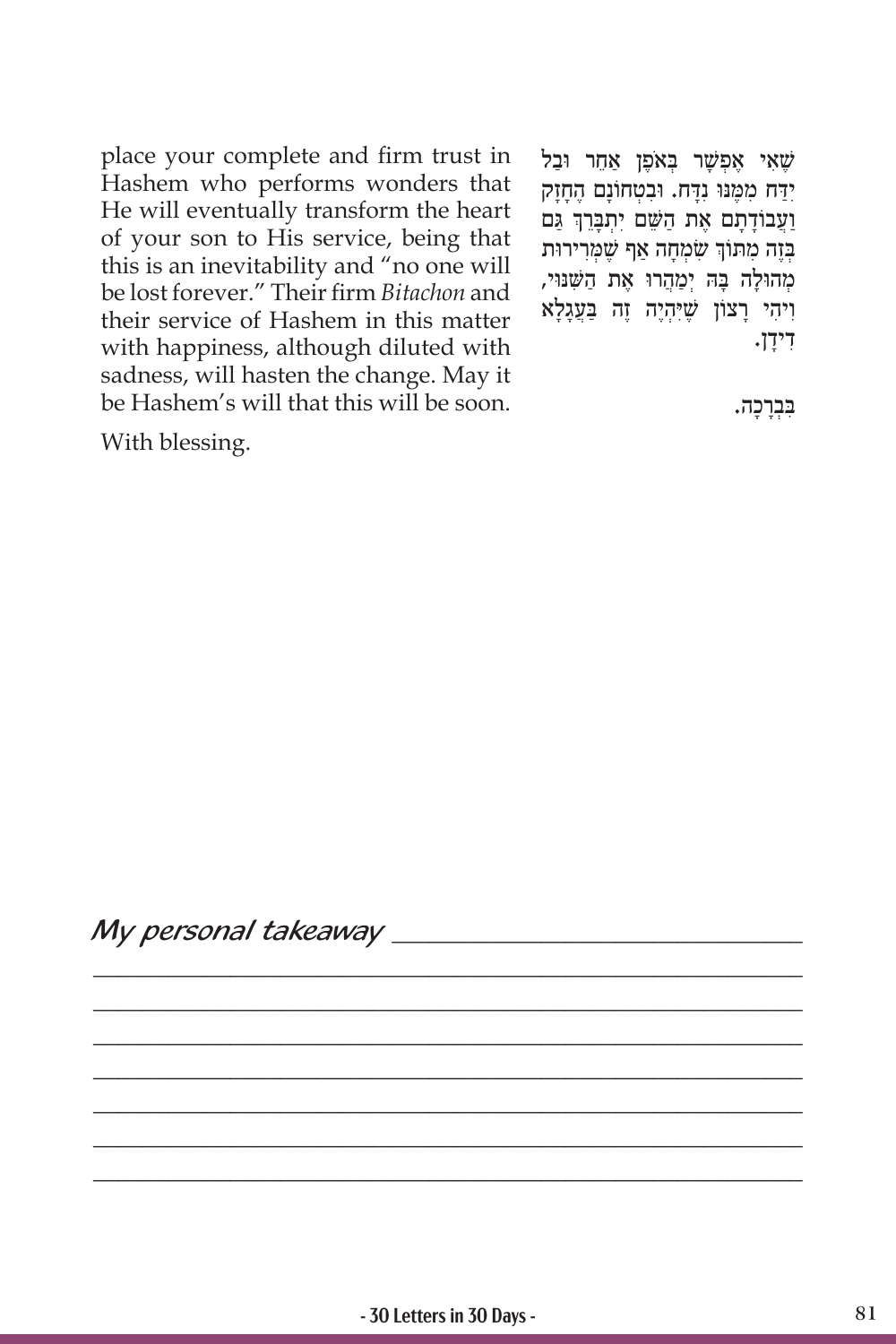שֶׁאִי אֶפְשָׁר בְּאֹפֶן אַחֵר וּבַל יִדַּח מִמֶּנּוּ נִדָּח. וּבִטְחוֹנָם הֶחָזָק וַעֲבוֹדָתָם אֶת הַשֵּׁם יִתְבָּרֵךְ גַּם בְּזֶה מִתּוֹךְ שִׂמְחָה אַף שֶׁמְּרִירוּת מְהוּלָה בָּהּ יְמַהֲרוּ אֶת הַשִּׁנּוּי, וִיהִי רָצוֹן שֶׁיִּהְיֶה זֶה בַּעֲגָלָא דִידָן.

בִּבְרָכָה.

place your complete and firm trust in Hashem who performs wonders that He will eventually transform the heart of your son to His service, being that this is an inevitability and "no one will be lost forever." Their firm *Bitachon* and their service of Hashem in this matter with happiness, although diluted with sadness, will hasten the change. May it be Hashem's will that this will be soon.

With blessing.

*My personal takeaway* ______________________________

______________________________________________________

______________________________________________________

______________________________________________________

______________________________________________________

______________________________________________________

______________________________________________________

______________________________________________________